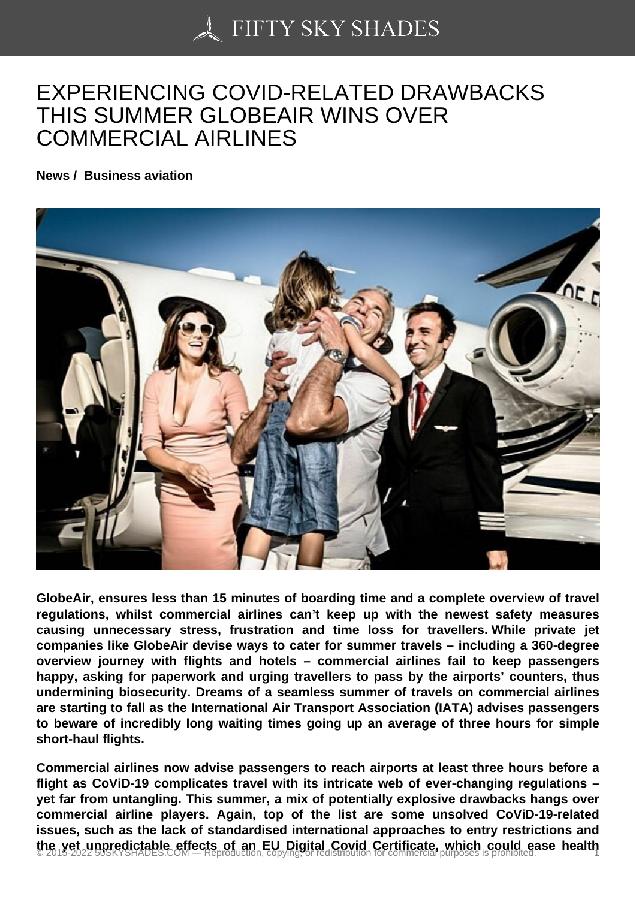# EXPERIENCING COVID-RELATED DRAWBACKS THIS SUMMER GLOBEAIR WINS OVER COMMERCIAL AIRLINES

**News / Business aviation**

**GlobeAir, ensures less than 15 minutes of boarding time and a complete overview of travel regulations, whilst commercial airlines can't keep up with the newest safety measures causing unnecessary stress, frustration and time loss for travellers. While private jet companies like GlobeAir devise ways to cater for summer travels – including a 360-degree overview journey with flights and hotels – commercial airlines fail to keep passengers happy, asking for paperwork and urging travellers to pass by the airports' counters, thus undermining biosecurity. Dreams of a seamless summer of travels on commercial airlines are starting to fall as the International Air Transport Association (IATA) advises passengers to beware of incredibly long waiting times going up an average of three hours for simple short-haul flights.**

**Commercial airlines now advise passengers to reach airports at least three hours before a flight as CoViD-19 complicates travel with its intricate web of ever-changing regulations – yet far from untangling. This summer, a mix of potentially explosive drawbacks hangs over commercial airline players. Again, top of the list are some unsolved CoViD-19-related issues, such as the lack of standardised international approaches to entry restrictions and the yet unpredictable effects of an EU Digital Covid Certificate, which could ease health**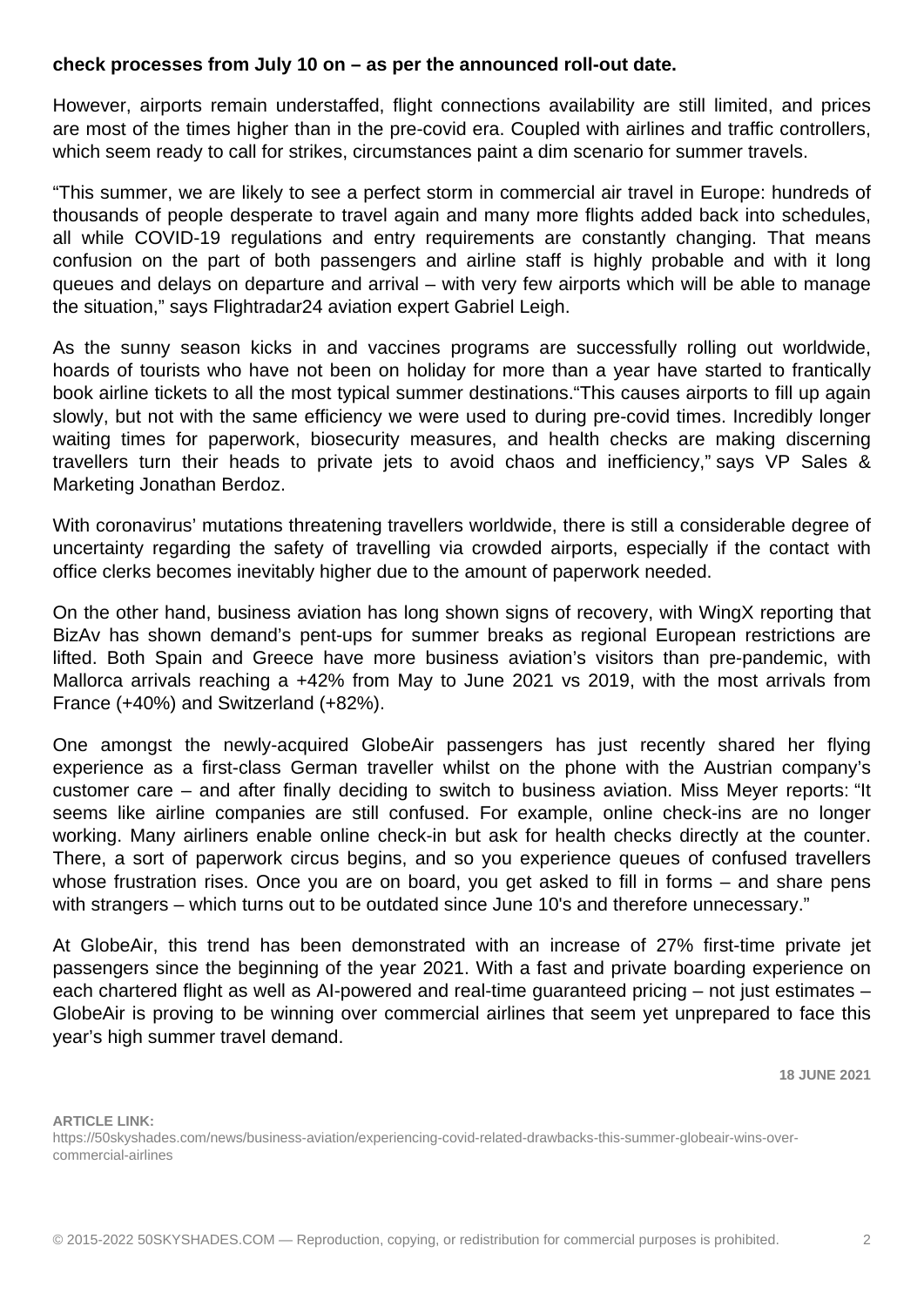**check processes from July 10 on – as per the announced roll-out date.**

However, airports remain understaffed, flight connections availability are still limited, and prices are most of the times higher than in the pre-covid era. Coupled with airlines and traffic controllers, which seem ready to call for strikes, circumstances paint a dim scenario for summer travels.

"This summer, we are likely to see a perfect storm in commercial air travel in Europe: hundreds of thousands of people desperate to travel again and many more flights added back into schedules, all while COVID-19 regulations and entry requirements are constantly changing. That means confusion on the part of both passengers and airline staff is highly probable and with it long queues and delays on departure and arrival – with very few airports which will be able to manage the situation," says Flightradar24 aviation expert Gabriel Leigh.

As the sunny season kicks in and vaccines programs are successfully rolling out worldwide, hoards of tourists who have not been on holiday for more than a year have started to frantically book airline tickets to all the most typical summer destinations."This causes airports to fill up again slowly, but not with the same efficiency we were used to during pre-covid times. Incredibly longer waiting times for paperwork, biosecurity measures, and health checks are making discerning travellers turn their heads to private jets to avoid chaos and inefficiency," says VP Sales & Marketing Jonathan Berdoz.

With coronavirus' mutations threatening travellers worldwide, there is still a considerable degree of uncertainty regarding the safety of travelling via crowded airports, especially if the contact with office clerks becomes inevitably higher due to the amount of paperwork needed.

On the other hand, business aviation has long shown signs of recovery, with WingX reporting that BizAv has shown demand's pent-ups for summer breaks as regional European restrictions are lifted. Both Spain and Greece have more business aviation's visitors than pre-pandemic, with Mallorca arrivals reaching a +42% from May to June 2021 vs 2019, with the most arrivals from France (+40%) and Switzerland (+82%).

One amongst the newly-acquired GlobeAir passengers has just recently shared her flying experience as a first-class German traveller whilst on the phone with the Austrian company's customer care – and after finally deciding to switch to business aviation. Miss Meyer reports: "It seems like airline companies are still confused. For example, online check-ins are no longer working. Many airliners enable online check-in but ask for health checks directly at the counter. There, a sort of paperwork circus begins, and so you experience queues of confused travellers whose frustration rises. Once you are on board, you get asked to fill in forms – and share pens with strangers – which turns out to be outdated since June 10's and therefore unnecessary."

At GlobeAir, this trend has been demonstrated with an increase of 27% first-time private jet passengers since the beginning of the year 2021. With a fast and private boarding experience on each chartered flight as well as AI-powered and real-time guaranteed pricing – not just estimates – GlobeAir is proving to be winning over commercial airlines that seem yet unprepared to face this year's high summer travel demand.

**18 JUNE 2021**

**ARTICLE LINK:**
https://50skyshades.com/news/business-aviation/experiencing-covid-related-drawbacks-this-summer-globeair-wins-over-commercial-airlines

© 2015-2022 50SKYSHADES.COM — Reproduction, copying, or redistribution for commercial purposes is prohibited.